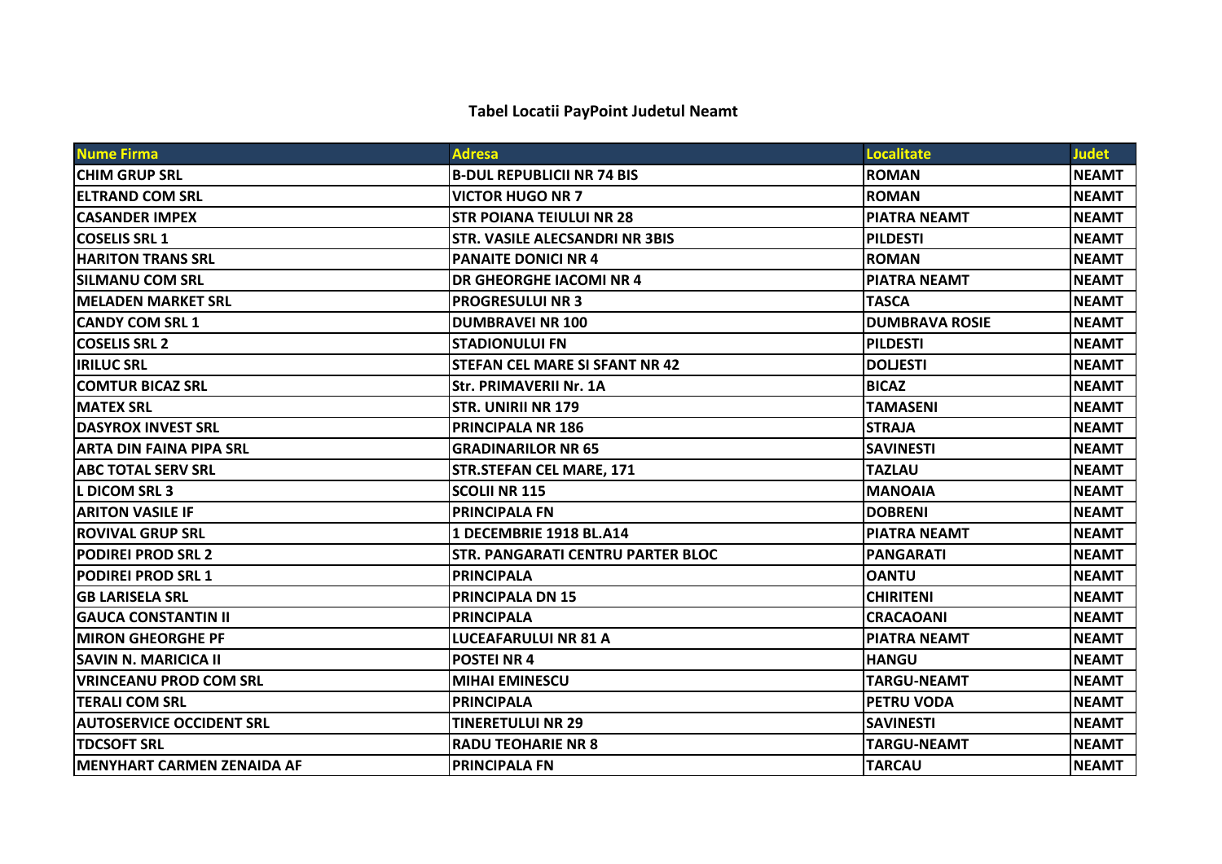# Tabel Locatii PayPoint Judetul Neamt

| Nume Firma | Adresa | Localitate | Judet |
|---|---|---|---|
| CHIM GRUP SRL | B-DUL REPUBLICII NR 74 BIS | ROMAN | NEAMT |
| ELTRAND COM SRL | VICTOR HUGO NR 7 | ROMAN | NEAMT |
| CASANDER IMPEX | STR POIANA TEIULUI NR 28 | PIATRA NEAMT | NEAMT |
| COSELIS SRL 1 | STR. VASILE ALECSANDRI NR 3BIS | PILDESTI | NEAMT |
| HARITON TRANS SRL | PANAITE DONICI NR 4 | ROMAN | NEAMT |
| SILMANU COM SRL | DR GHEORGHE IACOMI NR 4 | PIATRA NEAMT | NEAMT |
| MELADEN MARKET SRL | PROGRESULUI NR 3 | TASCA | NEAMT |
| CANDY COM SRL 1 | DUMBRAVEI NR 100 | DUMBRAVA ROSIE | NEAMT |
| COSELIS SRL 2 | STADIONULUI FN | PILDESTI | NEAMT |
| IRILUC SRL | STEFAN CEL MARE SI SFANT NR 42 | DOLJESTI | NEAMT |
| COMTUR BICAZ SRL | Str. PRIMAVERII Nr. 1A | BICAZ | NEAMT |
| MATEX SRL | STR. UNIRII NR 179 | TAMASENI | NEAMT |
| DASYROX INVEST SRL | PRINCIPALA NR 186 | STRAJA | NEAMT |
| ARTA DIN FAINA PIPA SRL | GRADINARILOR NR 65 | SAVINESTI | NEAMT |
| ABC TOTAL SERV SRL | STR.STEFAN CEL MARE, 171 | TAZLAU | NEAMT |
| L DICOM SRL 3 | SCOLII NR 115 | MANOAIA | NEAMT |
| ARITON VASILE IF | PRINCIPALA FN | DOBRENI | NEAMT |
| ROVIVAL GRUP SRL | 1 DECEMBRIE 1918 BL.A14 | PIATRA NEAMT | NEAMT |
| PODIREI PROD SRL 2 | STR. PANGARATI CENTRU PARTER BLOC | PANGARATI | NEAMT |
| PODIREI PROD SRL 1 | PRINCIPALA | OANTU | NEAMT |
| GB LARISELA SRL | PRINCIPALA DN 15 | CHIRITENI | NEAMT |
| GAUCA CONSTANTIN II | PRINCIPALA | CRACAOANI | NEAMT |
| MIRON GHEORGHE PF | LUCEAFARULUI NR 81 A | PIATRA NEAMT | NEAMT |
| SAVIN N. MARICICA II | POSTEI NR 4 | HANGU | NEAMT |
| VRINCEANU PROD COM SRL | MIHAI EMINESCU | TARGU-NEAMT | NEAMT |
| TERALI COM SRL | PRINCIPALA | PETRU VODA | NEAMT |
| AUTOSERVICE OCCIDENT SRL | TINERETULUI NR 29 | SAVINESTI | NEAMT |
| TDCSOFT SRL | RADU TEOHARIE NR 8 | TARGU-NEAMT | NEAMT |
| MENYHART CARMEN ZENAIDA AF | PRINCIPALA FN | TARCAU | NEAMT |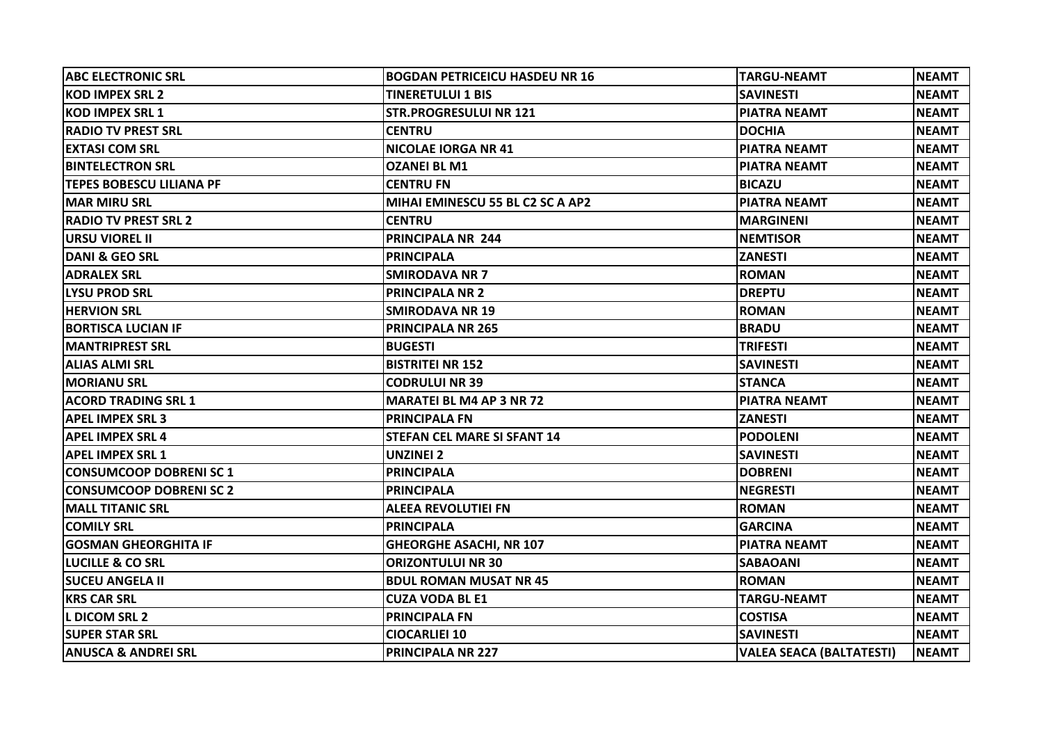| ABC ELECTRONIC SRL | BOGDAN PETRICEICU HASDEU NR 16 | TARGU-NEAMT | NEAMT |
|---|---|---|---|
| KOD IMPEX SRL 2 | TINERETULUI 1 BIS | SAVINESTI | NEAMT |
| KOD IMPEX SRL 1 | STR.PROGRESULUI NR 121 | PIATRA NEAMT | NEAMT |
| RADIO TV PREST SRL | CENTRU | DOCHIA | NEAMT |
| EXTASI COM SRL | NICOLAE IORGA NR 41 | PIATRA NEAMT | NEAMT |
| BINTELECTRON SRL | OZANEI BL M1 | PIATRA NEAMT | NEAMT |
| TEPES BOBESCU LILIANA PF | CENTRU FN | BICAZU | NEAMT |
| MAR MIRU SRL | MIHAI EMINESCU 55 BL C2 SC A AP2 | PIATRA NEAMT | NEAMT |
| RADIO TV PREST SRL 2 | CENTRU | MARGINENI | NEAMT |
| URSU VIOREL II | PRINCIPALA NR 244 | NEMTISOR | NEAMT |
| DANI & GEO SRL | PRINCIPALA | ZANESTI | NEAMT |
| ADRALEX SRL | SMIRODAVA NR 7 | ROMAN | NEAMT |
| LYSU PROD SRL | PRINCIPALA NR 2 | DREPTU | NEAMT |
| HERVION SRL | SMIRODAVA NR 19 | ROMAN | NEAMT |
| BORTISCA LUCIAN IF | PRINCIPALA NR 265 | BRADU | NEAMT |
| MANTRIPREST SRL | BUGESTI | TRIFESTI | NEAMT |
| ALIAS ALMI SRL | BISTRITEI NR 152 | SAVINESTI | NEAMT |
| MORIANU SRL | CODRULUI NR 39 | STANCA | NEAMT |
| ACORD TRADING SRL 1 | MARATEI BL M4 AP 3 NR 72 | PIATRA NEAMT | NEAMT |
| APEL IMPEX SRL 3 | PRINCIPALA FN | ZANESTI | NEAMT |
| APEL IMPEX SRL 4 | STEFAN CEL MARE SI SFANT 14 | PODOLENI | NEAMT |
| APEL IMPEX SRL 1 | UNZINEI 2 | SAVINESTI | NEAMT |
| CONSUMCOOP DOBRENI SC 1 | PRINCIPALA | DOBRENI | NEAMT |
| CONSUMCOOP DOBRENI SC 2 | PRINCIPALA | NEGRESTI | NEAMT |
| MALL TITANIC SRL | ALEEA REVOLUTIEI FN | ROMAN | NEAMT |
| COMILY SRL | PRINCIPALA | GARCINA | NEAMT |
| GOSMAN GHEORGHITA IF | GHEORGHE ASACHI, NR 107 | PIATRA NEAMT | NEAMT |
| LUCILLE & CO SRL | ORIZONTULUI NR 30 | SABAOANI | NEAMT |
| SUCEU ANGELA II | BDUL ROMAN MUSAT NR 45 | ROMAN | NEAMT |
| KRS CAR SRL | CUZA VODA BL E1 | TARGU-NEAMT | NEAMT |
| L DICOM SRL 2 | PRINCIPALA FN | COSTISA | NEAMT |
| SUPER STAR SRL | CIOCARLIEI 10 | SAVINESTI | NEAMT |
| ANUSCA & ANDREI SRL | PRINCIPALA NR 227 | VALEA SEACA (BALTATESTI) | NEAMT |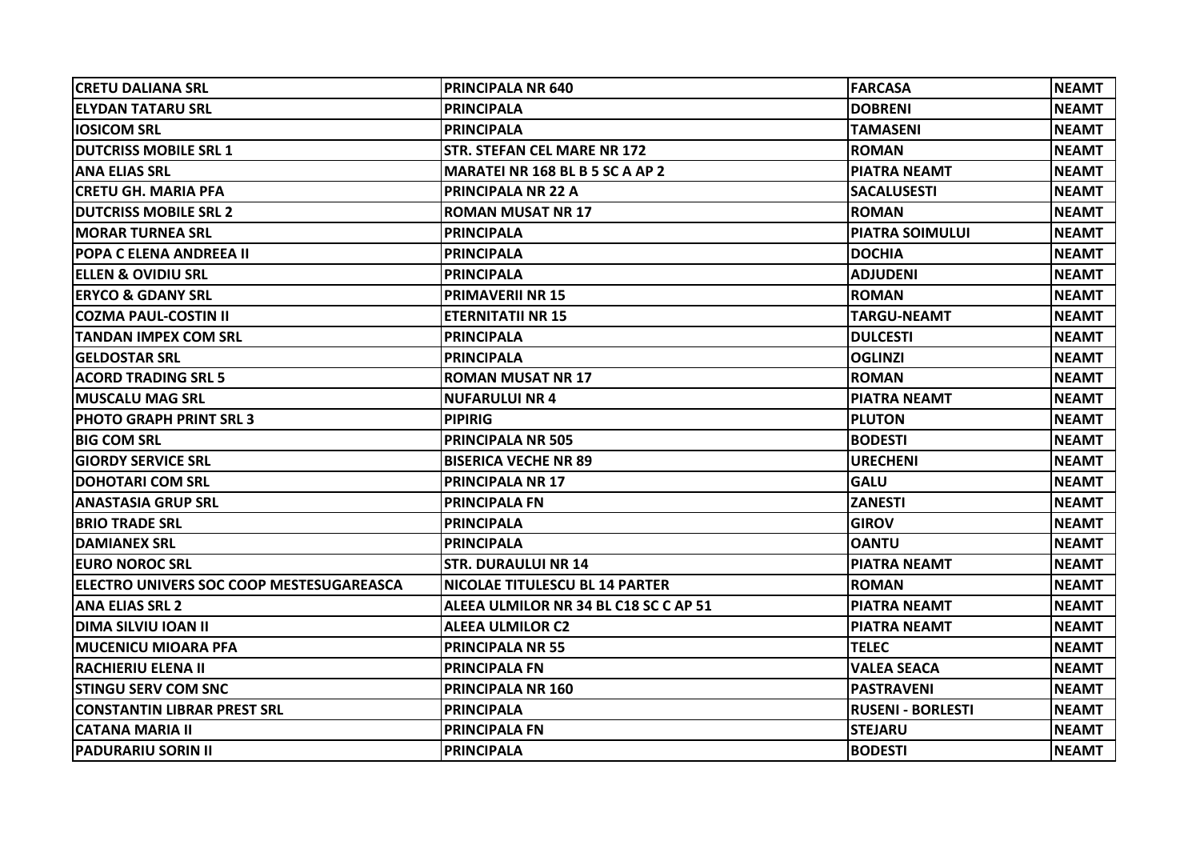| CRETU DALIANA SRL | PRINCIPALA NR 640 | FARCASA | NEAMT |
|---|---|---|---|
| ELYDAN TATARU SRL | PRINCIPALA | DOBRENI | NEAMT |
| IOSICOM SRL | PRINCIPALA | TAMASENI | NEAMT |
| DUTCRISS MOBILE SRL 1 | STR. STEFAN CEL MARE NR 172 | ROMAN | NEAMT |
| ANA ELIAS SRL | MARATEI NR 168 BL B 5 SC A AP 2 | PIATRA NEAMT | NEAMT |
| CRETU GH. MARIA PFA | PRINCIPALA NR 22 A | SACALUSESTI | NEAMT |
| DUTCRISS MOBILE SRL 2 | ROMAN MUSAT NR 17 | ROMAN | NEAMT |
| MORAR TURNEA SRL | PRINCIPALA | PIATRA SOIMULUI | NEAMT |
| POPA C ELENA ANDREEA II | PRINCIPALA | DOCHIA | NEAMT |
| ELLEN & OVIDIU SRL | PRINCIPALA | ADJUDENI | NEAMT |
| ERYCO & GDANY SRL | PRIMAVERII NR 15 | ROMAN | NEAMT |
| COZMA PAUL-COSTIN II | ETERNITATII NR 15 | TARGU-NEAMT | NEAMT |
| TANDAN IMPEX COM SRL | PRINCIPALA | DULCESTI | NEAMT |
| GELDOSTAR SRL | PRINCIPALA | OGLINZI | NEAMT |
| ACORD TRADING SRL 5 | ROMAN MUSAT NR 17 | ROMAN | NEAMT |
| MUSCALU MAG SRL | NUFARULUI NR 4 | PIATRA NEAMT | NEAMT |
| PHOTO GRAPH PRINT SRL 3 | PIPIRIG | PLUTON | NEAMT |
| BIG COM SRL | PRINCIPALA NR 505 | BODESTI | NEAMT |
| GIORDY SERVICE SRL | BISERICA VECHE NR 89 | URECHENI | NEAMT |
| DOHOTARI COM SRL | PRINCIPALA NR 17 | GALU | NEAMT |
| ANASTASIA GRUP SRL | PRINCIPALA FN | ZANESTI | NEAMT |
| BRIO TRADE SRL | PRINCIPALA | GIROV | NEAMT |
| DAMIANEX SRL | PRINCIPALA | OANTU | NEAMT |
| EURO NOROC SRL | STR. DURAULUI NR 14 | PIATRA NEAMT | NEAMT |
| ELECTRO UNIVERS SOC COOP MESTESUGAREASCA | NICOLAE TITULESCU BL 14 PARTER | ROMAN | NEAMT |
| ANA ELIAS SRL 2 | ALEEA ULMILOR NR 34 BL C18 SC C AP 51 | PIATRA NEAMT | NEAMT |
| DIMA SILVIU IOAN II | ALEEA ULMILOR C2 | PIATRA NEAMT | NEAMT |
| MUCENICU MIOARA PFA | PRINCIPALA NR 55 | TELEC | NEAMT |
| RACHIERIU ELENA II | PRINCIPALA FN | VALEA SEACA | NEAMT |
| STINGU SERV COM SNC | PRINCIPALA NR 160 | PASTRAVENI | NEAMT |
| CONSTANTIN LIBRAR PREST SRL | PRINCIPALA | RUSENI - BORLESTI | NEAMT |
| CATANA MARIA II | PRINCIPALA FN | STEJARU | NEAMT |
| PADURARIU SORIN II | PRINCIPALA | BODESTI | NEAMT |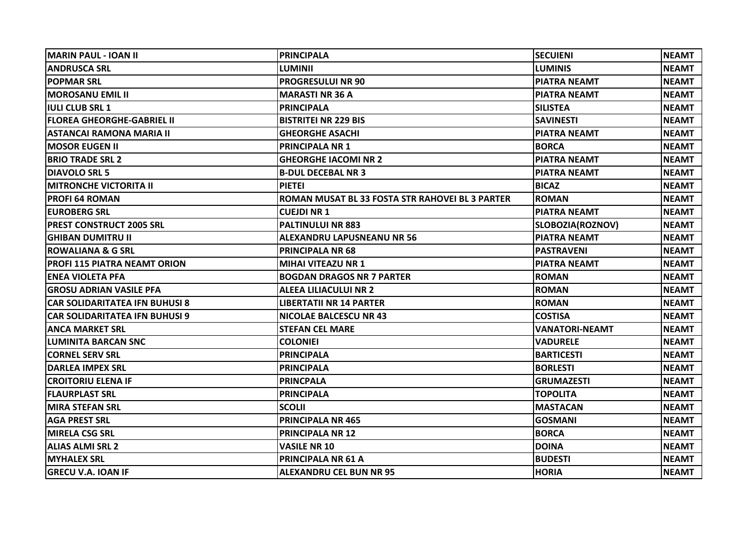| MARIN PAUL - IOAN II | PRINCIPALA | SECUIENI | NEAMT |
|---|---|---|---|
| ANDRUSCA SRL | LUMINII | LUMINIS | NEAMT |
| POPMAR SRL | PROGRESULUI NR 90 | PIATRA NEAMT | NEAMT |
| MOROSANU EMIL II | MARASTI NR 36 A | PIATRA NEAMT | NEAMT |
| IULI CLUB SRL 1 | PRINCIPALA | SILISTEA | NEAMT |
| FLOREA GHEORGHE-GABRIEL II | BISTRITEI NR 229 BIS | SAVINESTI | NEAMT |
| ASTANCAI RAMONA MARIA II | GHEORGHE ASACHI | PIATRA NEAMT | NEAMT |
| MOSOR EUGEN II | PRINCIPALA NR 1 | BORCA | NEAMT |
| BRIO TRADE SRL 2 | GHEORGHE IACOMI NR 2 | PIATRA NEAMT | NEAMT |
| DIAVOLO SRL 5 | B-DUL DECEBAL NR 3 | PIATRA NEAMT | NEAMT |
| MITRONCHE VICTORITA II | PIETEI | BICAZ | NEAMT |
| PROFI 64 ROMAN | ROMAN MUSAT BL 33 FOSTA STR RAHOVEI BL 3 PARTER | ROMAN | NEAMT |
| EUROBERG SRL | CUEJDI NR 1 | PIATRA NEAMT | NEAMT |
| PREST CONSTRUCT 2005 SRL | PALTINULUI NR 883 | SLOBOZIA(ROZNOV) | NEAMT |
| GHIBAN DUMITRU II | ALEXANDRU LAPUSNEANU NR 56 | PIATRA NEAMT | NEAMT |
| ROWALIANA & G SRL | PRINCIPALA NR 68 | PASTRAVENI | NEAMT |
| PROFI 115 PIATRA NEAMT ORION | MIHAI VITEAZU NR 1 | PIATRA NEAMT | NEAMT |
| ENEA VIOLETA PFA | BOGDAN DRAGOS NR 7 PARTER | ROMAN | NEAMT |
| GROSU ADRIAN VASILE PFA | ALEEA LILIACULUI NR 2 | ROMAN | NEAMT |
| CAR SOLIDARITATEA IFN BUHUSI 8 | LIBERTATII NR 14 PARTER | ROMAN | NEAMT |
| CAR SOLIDARITATEA IFN BUHUSI 9 | NICOLAE BALCESCU NR 43 | COSTISA | NEAMT |
| ANCA MARKET SRL | STEFAN CEL MARE | VANATORI-NEAMT | NEAMT |
| LUMINITA BARCAN SNC | COLONIEI | VADURELE | NEAMT |
| CORNEL SERV SRL | PRINCIPALA | BARTICESTI | NEAMT |
| DARLEA IMPEX SRL | PRINCIPALA | BORLESTI | NEAMT |
| CROITORIU ELENA IF | PRINCPALA | GRUMAZESTI | NEAMT |
| FLAURPLAST SRL | PRINCIPALA | TOPOLITA | NEAMT |
| MIRA STEFAN SRL | SCOLII | MASTACAN | NEAMT |
| AGA PREST SRL | PRINCIPALA NR 465 | GOSMANI | NEAMT |
| MIRELA CSG SRL | PRINCIPALA NR 12 | BORCA | NEAMT |
| ALIAS ALMI SRL 2 | VASILE NR 10 | DOINA | NEAMT |
| MYHALEX SRL | PRINCIPALA NR 61 A | BUDESTI | NEAMT |
| GRECU V.A. IOAN IF | ALEXANDRU CEL BUN NR 95 | HORIA | NEAMT |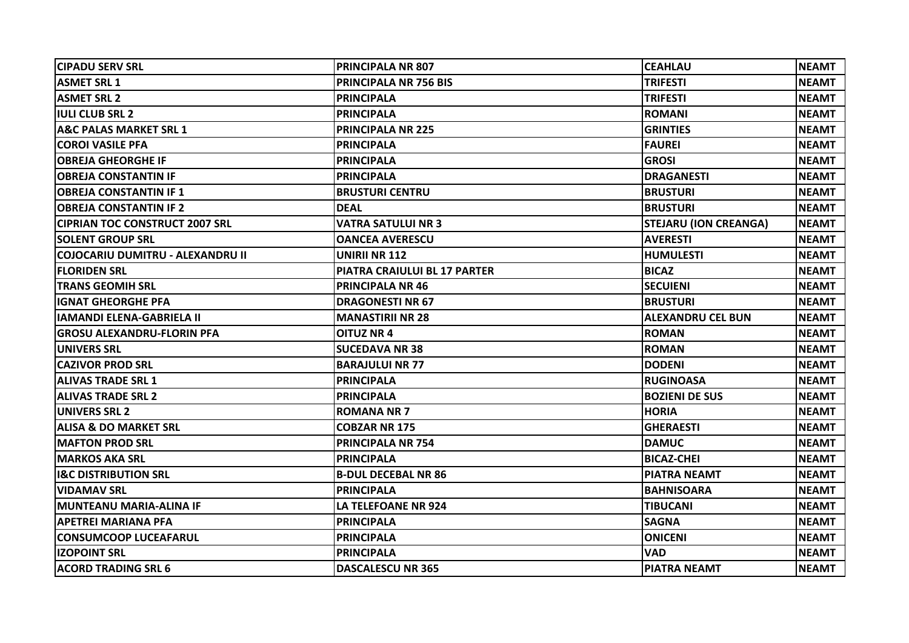| CIPADU SERV SRL | PRINCIPALA NR 807 | CEAHLAU | NEAMT |
|---|---|---|---|
| ASMET SRL 1 | PRINCIPALA NR 756 BIS | TRIFESTI | NEAMT |
| ASMET SRL 2 | PRINCIPALA | TRIFESTI | NEAMT |
| IULI CLUB SRL 2 | PRINCIPALA | ROMANI | NEAMT |
| A&C PALAS MARKET SRL 1 | PRINCIPALA NR 225 | GRINTIES | NEAMT |
| COROI VASILE PFA | PRINCIPALA | FAUREI | NEAMT |
| OBREJA GHEORGHE IF | PRINCIPALA | GROSI | NEAMT |
| OBREJA CONSTANTIN IF | PRINCIPALA | DRAGANESTI | NEAMT |
| OBREJA CONSTANTIN IF 1 | BRUSTURI CENTRU | BRUSTURI | NEAMT |
| OBREJA CONSTANTIN IF 2 | DEAL | BRUSTURI | NEAMT |
| CIPRIAN TOC CONSTRUCT 2007 SRL | VATRA SATULUI NR 3 | STEJARU (ION CREANGA) | NEAMT |
| SOLENT GROUP SRL | OANCEA AVERESCU | AVERESTI | NEAMT |
| COJOCARIU DUMITRU - ALEXANDRU II | UNIRII NR 112 | HUMULESTI | NEAMT |
| FLORIDEN SRL | PIATRA CRAIULUI BL 17 PARTER | BICAZ | NEAMT |
| TRANS GEOMIH SRL | PRINCIPALA NR 46 | SECUIENI | NEAMT |
| IGNAT GHEORGHE PFA | DRAGONESTI NR 67 | BRUSTURI | NEAMT |
| IAMANDI ELENA-GABRIELA II | MANASTIRII NR 28 | ALEXANDRU CEL BUN | NEAMT |
| GROSU ALEXANDRU-FLORIN PFA | OITUZ NR 4 | ROMAN | NEAMT |
| UNIVERS SRL | SUCEDAVA NR 38 | ROMAN | NEAMT |
| CAZIVOR PROD SRL | BARAJULUI NR 77 | DODENI | NEAMT |
| ALIVAS TRADE SRL 1 | PRINCIPALA | RUGINOASA | NEAMT |
| ALIVAS TRADE SRL 2 | PRINCIPALA | BOZIENI DE SUS | NEAMT |
| UNIVERS SRL 2 | ROMANA NR 7 | HORIA | NEAMT |
| ALISA & DO MARKET SRL | COBZAR NR 175 | GHERAESTI | NEAMT |
| MAFTON PROD SRL | PRINCIPALA NR 754 | DAMUC | NEAMT |
| MARKOS AKA SRL | PRINCIPALA | BICAZ-CHEI | NEAMT |
| I&C DISTRIBUTION SRL | B-DUL DECEBAL NR 86 | PIATRA NEAMT | NEAMT |
| VIDAMAV SRL | PRINCIPALA | BAHNISOARA | NEAMT |
| MUNTEANU MARIA-ALINA IF | LA TELEFOANE NR 924 | TIBUCANI | NEAMT |
| APETREI MARIANA PFA | PRINCIPALA | SAGNA | NEAMT |
| CONSUMCOOP LUCEAFARUL | PRINCIPALA | ONICENI | NEAMT |
| IZOPOINT SRL | PRINCIPALA | VAD | NEAMT |
| ACORD TRADING SRL 6 | DASCALESCU NR 365 | PIATRA NEAMT | NEAMT |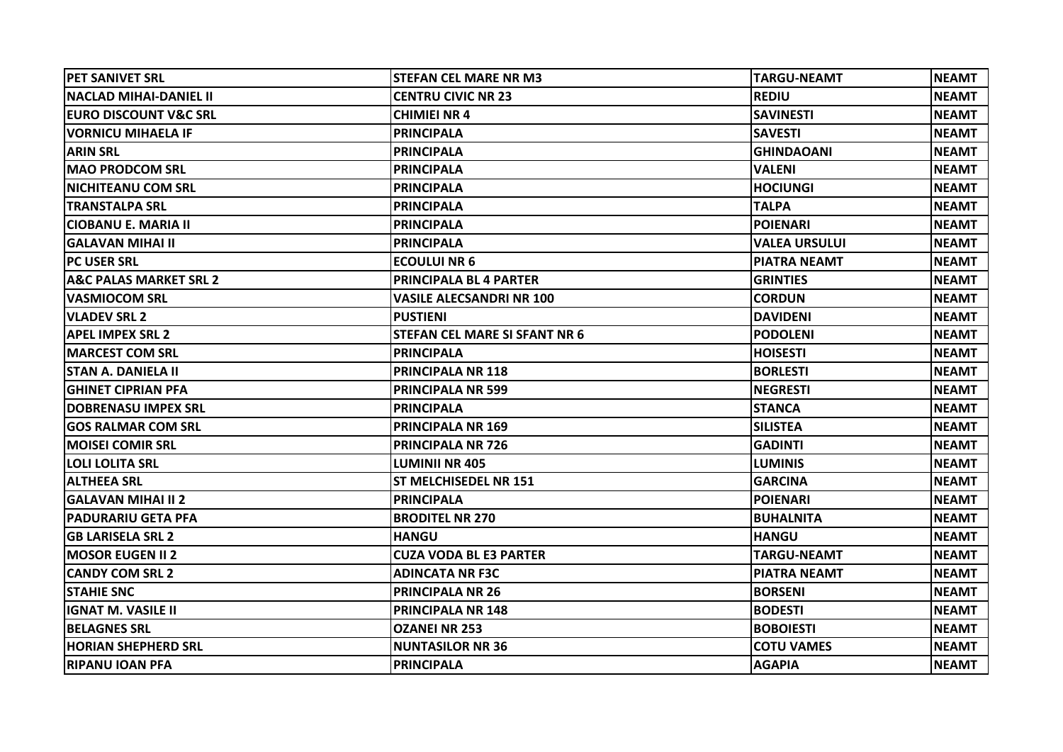| PET SANIVET SRL | STEFAN CEL MARE NR M3 | TARGU-NEAMT | NEAMT |
|---|---|---|---|
| NACLAD MIHAI-DANIEL II | CENTRU CIVIC NR 23 | REDIU | NEAMT |
| EURO DISCOUNT V&C SRL | CHIMIEI NR 4 | SAVINESTI | NEAMT |
| VORNICU MIHAELA IF | PRINCIPALA | SAVESTI | NEAMT |
| ARIN SRL | PRINCIPALA | GHINDAOANI | NEAMT |
| MAO PRODCOM SRL | PRINCIPALA | VALENI | NEAMT |
| NICHITEANU COM SRL | PRINCIPALA | HOCIUNGI | NEAMT |
| TRANSTALPA SRL | PRINCIPALA | TALPA | NEAMT |
| CIOBANU E. MARIA II | PRINCIPALA | POIENARI | NEAMT |
| GALAVAN MIHAI II | PRINCIPALA | VALEA URSULUI | NEAMT |
| PC USER SRL | ECOULUI NR 6 | PIATRA NEAMT | NEAMT |
| A&C PALAS MARKET SRL 2 | PRINCIPALA BL 4 PARTER | GRINTIES | NEAMT |
| VASMIOCOM SRL | VASILE ALECSANDRI NR 100 | CORDUN | NEAMT |
| VLADEV SRL 2 | PUSTIENI | DAVIDENI | NEAMT |
| APEL IMPEX SRL 2 | STEFAN CEL MARE SI SFANT NR 6 | PODOLENI | NEAMT |
| MARCEST COM SRL | PRINCIPALA | HOISESTI | NEAMT |
| STAN A. DANIELA II | PRINCIPALA NR 118 | BORLESTI | NEAMT |
| GHINET CIPRIAN PFA | PRINCIPALA NR 599 | NEGRESTI | NEAMT |
| DOBRENASU IMPEX SRL | PRINCIPALA | STANCA | NEAMT |
| GOS RALMAR COM SRL | PRINCIPALA NR 169 | SILISTEA | NEAMT |
| MOISEI COMIR SRL | PRINCIPALA NR 726 | GADINTI | NEAMT |
| LOLI LOLITA SRL | LUMINII NR 405 | LUMINIS | NEAMT |
| ALTHEEA SRL | ST MELCHISEDEL NR 151 | GARCINA | NEAMT |
| GALAVAN MIHAI II 2 | PRINCIPALA | POIENARI | NEAMT |
| PADURARIU GETA PFA | BRODITEL NR 270 | BUHALNITA | NEAMT |
| GB LARISELA SRL 2 | HANGU | HANGU | NEAMT |
| MOSOR EUGEN II 2 | CUZA VODA BL E3 PARTER | TARGU-NEAMT | NEAMT |
| CANDY COM SRL 2 | ADINCATA NR F3C | PIATRA NEAMT | NEAMT |
| STAHIE SNC | PRINCIPALA NR 26 | BORSENI | NEAMT |
| IGNAT M. VASILE II | PRINCIPALA NR 148 | BODESTI | NEAMT |
| BELAGNES SRL | OZANEI NR 253 | BOBOIESTI | NEAMT |
| HORIAN SHEPHERD SRL | NUNTASILOR NR 36 | COTU VAMES | NEAMT |
| RIPANU IOAN PFA | PRINCIPALA | AGAPIA | NEAMT |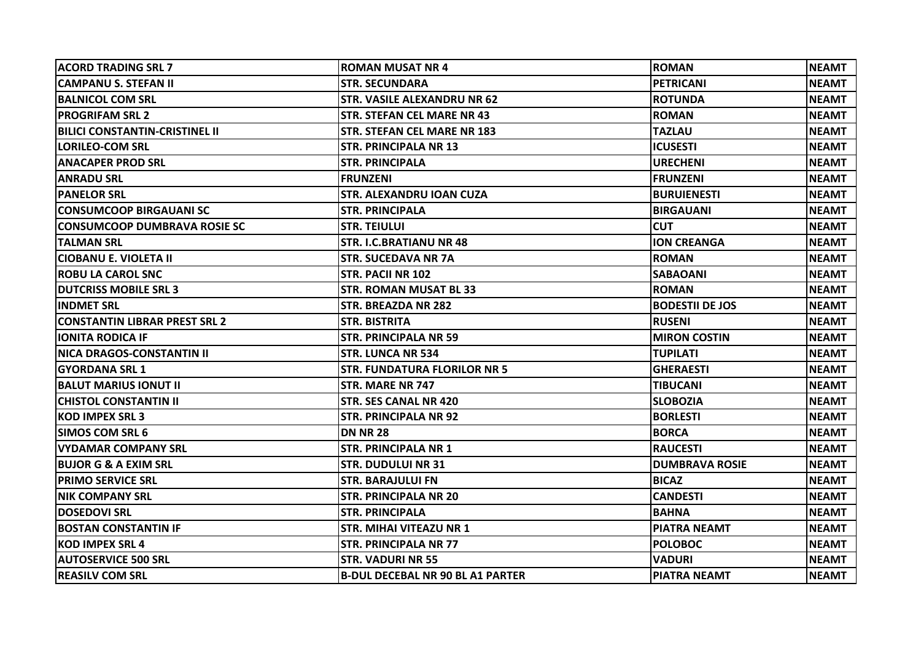| ACORD TRADING SRL 7 | ROMAN MUSAT NR 4 | ROMAN | NEAMT |
|---|---|---|---|
| CAMPANU S. STEFAN II | STR. SECUNDARA | PETRICANI | NEAMT |
| BALNICOL COM SRL | STR. VASILE ALEXANDRU NR 62 | ROTUNDA | NEAMT |
| PROGRIFAM SRL 2 | STR. STEFAN CEL MARE NR 43 | ROMAN | NEAMT |
| BILICI CONSTANTIN-CRISTINEL II | STR. STEFAN CEL MARE NR 183 | TAZLAU | NEAMT |
| LORILEO-COM SRL | STR. PRINCIPALA NR 13 | ICUSESTI | NEAMT |
| ANACAPER PROD SRL | STR. PRINCIPALA | URECHENI | NEAMT |
| ANRADU SRL | FRUNZENI | FRUNZENI | NEAMT |
| PANELOR SRL | STR. ALEXANDRU IOAN CUZA | BURUIENESTI | NEAMT |
| CONSUMCOOP BIRGAUANI SC | STR. PRINCIPALA | BIRGAUANI | NEAMT |
| CONSUMCOOP DUMBRAVA ROSIE SC | STR. TEIULUI | CUT | NEAMT |
| TALMAN SRL | STR. I.C.BRATIANU NR 48 | ION CREANGA | NEAMT |
| CIOBANU E. VIOLETA II | STR. SUCEDAVA NR 7A | ROMAN | NEAMT |
| ROBU LA CAROL SNC | STR. PACII NR 102 | SABAOANI | NEAMT |
| DUTCRISS MOBILE SRL 3 | STR. ROMAN MUSAT BL 33 | ROMAN | NEAMT |
| INDMET SRL | STR. BREAZDA NR 282 | BODESTII DE JOS | NEAMT |
| CONSTANTIN LIBRAR PREST SRL 2 | STR. BISTRITA | RUSENI | NEAMT |
| IONITA RODICA IF | STR. PRINCIPALA NR 59 | MIRON COSTIN | NEAMT |
| NICA DRAGOS-CONSTANTIN II | STR. LUNCA NR 534 | TUPILATI | NEAMT |
| GYORDANA SRL 1 | STR. FUNDATURA FLORILOR NR 5 | GHERAESTI | NEAMT |
| BALUT MARIUS IONUT II | STR. MARE NR 747 | TIBUCANI | NEAMT |
| CHISTOL CONSTANTIN II | STR. SES CANAL NR 420 | SLOBOZIA | NEAMT |
| KOD IMPEX SRL 3 | STR. PRINCIPALA NR 92 | BORLESTI | NEAMT |
| SIMOS COM SRL 6 | DN NR 28 | BORCA | NEAMT |
| VYDAMAR COMPANY SRL | STR. PRINCIPALA NR 1 | RAUCESTI | NEAMT |
| BUJOR G & A EXIM SRL | STR. DUDULUI NR 31 | DUMBRAVA ROSIE | NEAMT |
| PRIMO SERVICE SRL | STR. BARAJULUI FN | BICAZ | NEAMT |
| NIK COMPANY SRL | STR. PRINCIPALA NR 20 | CANDESTI | NEAMT |
| DOSEDOVI SRL | STR. PRINCIPALA | BAHNA | NEAMT |
| BOSTAN CONSTANTIN IF | STR. MIHAI VITEAZU NR 1 | PIATRA NEAMT | NEAMT |
| KOD IMPEX SRL 4 | STR. PRINCIPALA NR 77 | POLOBOC | NEAMT |
| AUTOSERVICE 500 SRL | STR. VADURI NR 55 | VADURI | NEAMT |
| REASILV COM SRL | B-DUL DECEBAL NR 90 BL A1 PARTER | PIATRA NEAMT | NEAMT |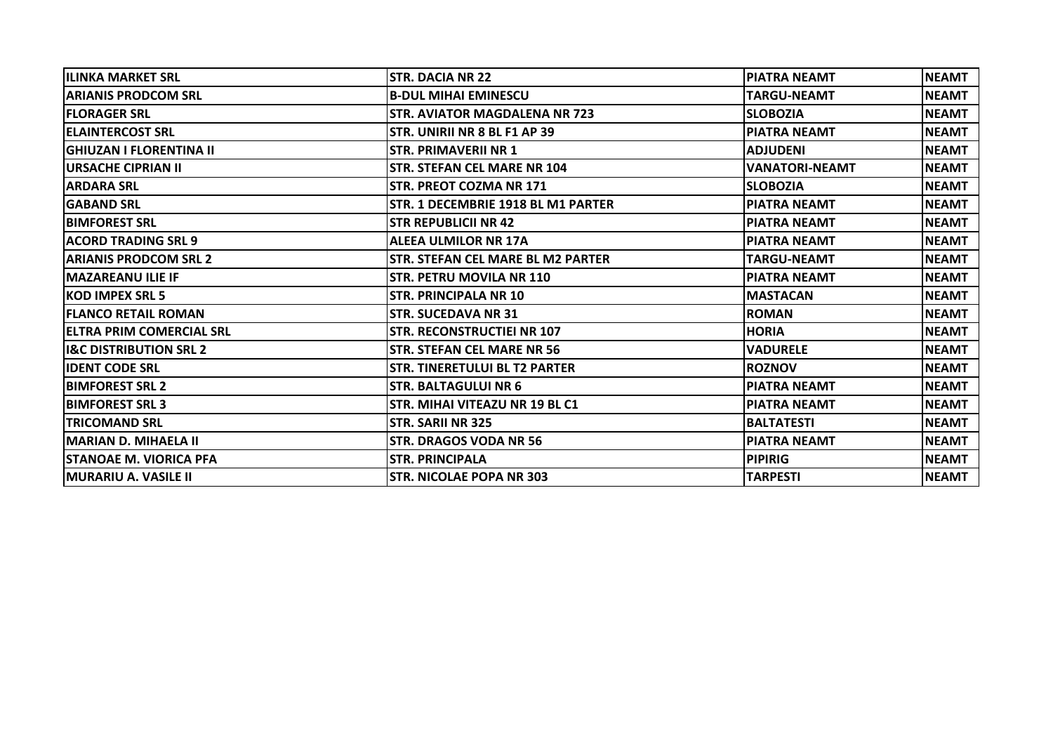| | | | |
|---|---|---|---|
| ILINKA MARKET SRL | STR. DACIA NR 22 | PIATRA NEAMT | NEAMT |
| ARIANIS PRODCOM SRL | B-DUL MIHAI EMINESCU | TARGU-NEAMT | NEAMT |
| FLORAGER SRL | STR. AVIATOR MAGDALENA NR 723 | SLOBOZIA | NEAMT |
| ELAINTERCOST SRL | STR. UNIRII NR 8 BL F1 AP 39 | PIATRA NEAMT | NEAMT |
| GHIUZAN I FLORENTINA II | STR. PRIMAVERII NR 1 | ADJUDENI | NEAMT |
| URSACHE CIPRIAN II | STR. STEFAN CEL MARE NR 104 | VANATORI-NEAMT | NEAMT |
| ARDARA SRL | STR. PREOT COZMA NR 171 | SLOBOZIA | NEAMT |
| GABAND SRL | STR. 1 DECEMBRIE 1918 BL M1 PARTER | PIATRA NEAMT | NEAMT |
| BIMFOREST SRL | STR REPUBLICII NR 42 | PIATRA NEAMT | NEAMT |
| ACORD TRADING SRL 9 | ALEEA ULMILOR NR 17A | PIATRA NEAMT | NEAMT |
| ARIANIS PRODCOM SRL 2 | STR. STEFAN CEL MARE BL M2 PARTER | TARGU-NEAMT | NEAMT |
| MAZAREANU ILIE IF | STR. PETRU MOVILA NR 110 | PIATRA NEAMT | NEAMT |
| KOD IMPEX SRL 5 | STR. PRINCIPALA NR 10 | MASTACAN | NEAMT |
| FLANCO RETAIL ROMAN | STR. SUCEDAVA NR 31 | ROMAN | NEAMT |
| ELTRA PRIM COMERCIAL SRL | STR. RECONSTRUCTIEI NR 107 | HORIA | NEAMT |
| I&C DISTRIBUTION SRL 2 | STR. STEFAN CEL MARE NR 56 | VADURELE | NEAMT |
| IDENT CODE SRL | STR. TINERETULUI BL T2 PARTER | ROZNOV | NEAMT |
| BIMFOREST SRL 2 | STR. BALTAGULUI NR 6 | PIATRA NEAMT | NEAMT |
| BIMFOREST SRL 3 | STR. MIHAI VITEAZU NR 19 BL C1 | PIATRA NEAMT | NEAMT |
| TRICOMAND SRL | STR. SARII NR 325 | BALTATESTI | NEAMT |
| MARIAN D. MIHAELA II | STR. DRAGOS VODA NR 56 | PIATRA NEAMT | NEAMT |
| STANOAE M. VIORICA PFA | STR. PRINCIPALA | PIPIRIG | NEAMT |
| MURARIU A. VASILE II | STR. NICOLAE POPA NR 303 | TARPESTI | NEAMT |